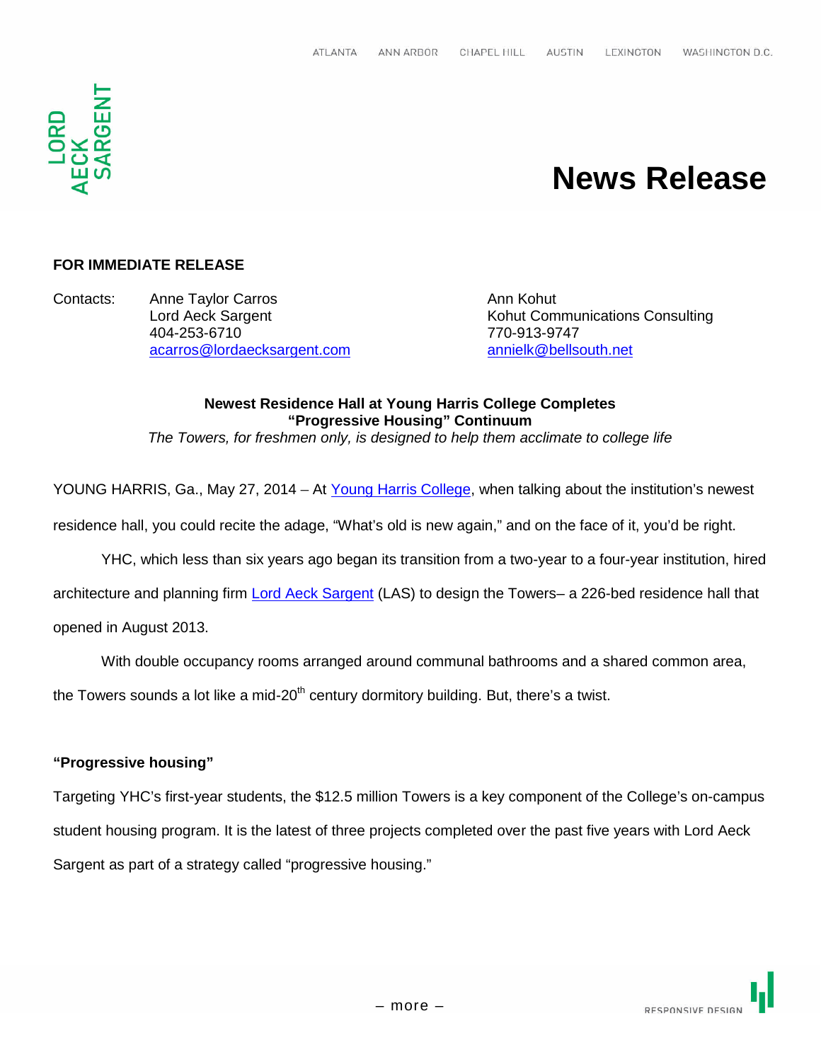ATLANTA ANN ARBOR CHAPEL HILL AUSTIN LEXINGTON WASHINGTON D.C.

LORD AECK SARGENT

# News Release

**FOR IMMEDIATE RELEASE**

Contacts:

Anne Taylor Carros
Lord Aeck Sargent
404-253-6710
acarros@lordaecksargent.com

Ann Kohut
Kohut Communications Consulting
770-913-9747
annielk@bellsouth.net

**Newest Residence Hall at Young Harris College Completes**
**"Progressive Housing" Continuum**

*The Towers, for freshmen only, is designed to help them acclimate to college life*

YOUNG HARRIS, Ga., May 27, 2014 – At Young Harris College, when talking about the institution's newest residence hall, you could recite the adage, "What's old is new again," and on the face of it, you'd be right.

YHC, which less than six years ago began its transition from a two-year to a four-year institution, hired architecture and planning firm Lord Aeck Sargent (LAS) to design the Towers– a 226-bed residence hall that opened in August 2013.

With double occupancy rooms arranged around communal bathrooms and a shared common area, the Towers sounds a lot like a mid-20th century dormitory building. But, there's a twist.

**"Progressive housing"**

Targeting YHC's first-year students, the $12.5 million Towers is a key component of the College's on-campus student housing program. It is the latest of three projects completed over the past five years with Lord Aeck Sargent as part of a strategy called "progressive housing."

– more –

RESPONSIVE DESIGN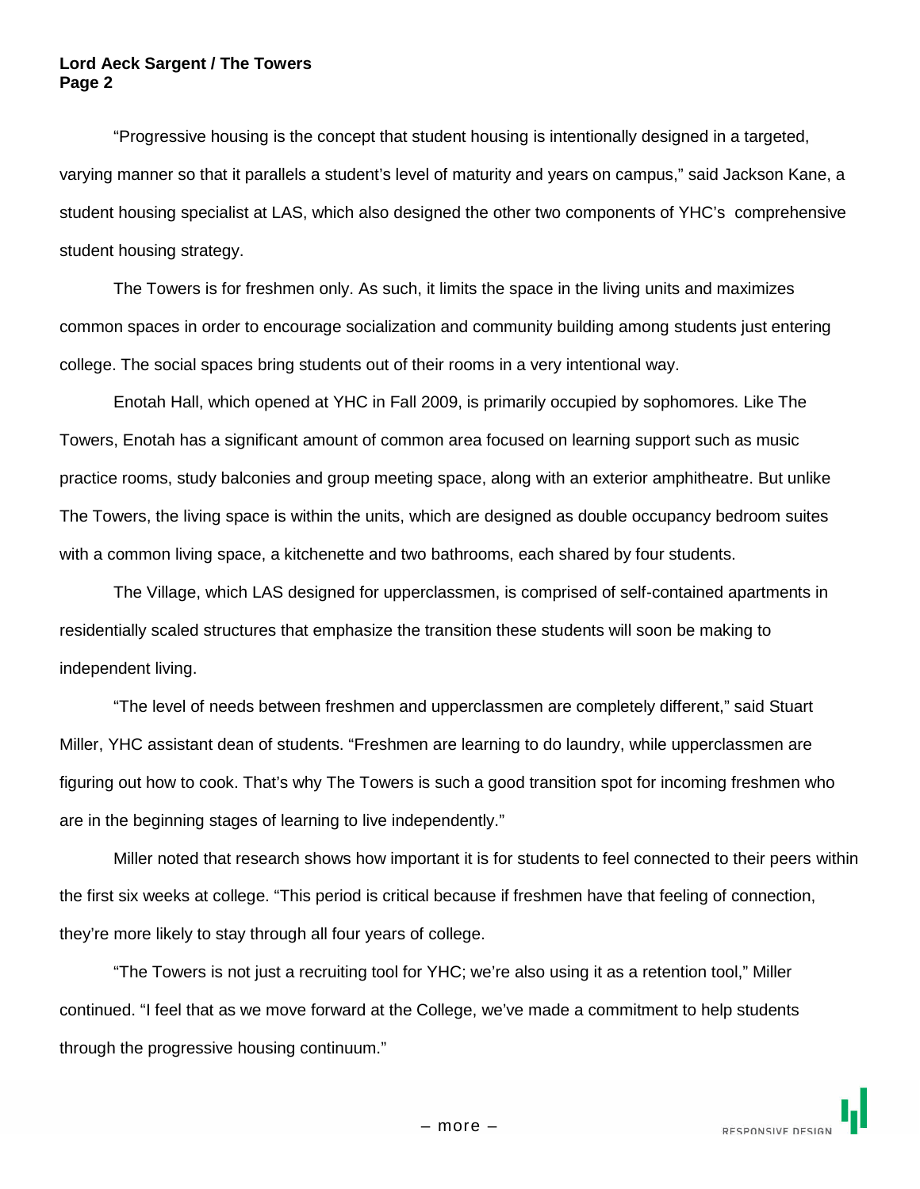"Progressive housing is the concept that student housing is intentionally designed in a targeted, varying manner so that it parallels a student's level of maturity and years on campus," said Jackson Kane, a student housing specialist at LAS, which also designed the other two components of YHC's comprehensive student housing strategy.

The Towers is for freshmen only. As such, it limits the space in the living units and maximizes common spaces in order to encourage socialization and community building among students just entering college. The social spaces bring students out of their rooms in a very intentional way.

Enotah Hall, which opened at YHC in Fall 2009, is primarily occupied by sophomores. Like The Towers, Enotah has a significant amount of common area focused on learning support such as music practice rooms, study balconies and group meeting space, along with an exterior amphitheatre. But unlike The Towers, the living space is within the units, which are designed as double occupancy bedroom suites with a common living space, a kitchenette and two bathrooms, each shared by four students.

The Village, which LAS designed for upperclassmen, is comprised of self-contained apartments in residentially scaled structures that emphasize the transition these students will soon be making to independent living.

"The level of needs between freshmen and upperclassmen are completely different," said Stuart Miller, YHC assistant dean of students. "Freshmen are learning to do laundry, while upperclassmen are figuring out how to cook. That's why The Towers is such a good transition spot for incoming freshmen who are in the beginning stages of learning to live independently."

Miller noted that research shows how important it is for students to feel connected to their peers within the first six weeks at college. "This period is critical because if freshmen have that feeling of connection, they're more likely to stay through all four years of college.

"The Towers is not just a recruiting tool for YHC; we're also using it as a retention tool," Miller continued. "I feel that as we move forward at the College, we've made a commitment to help students through the progressive housing continuum."

– more –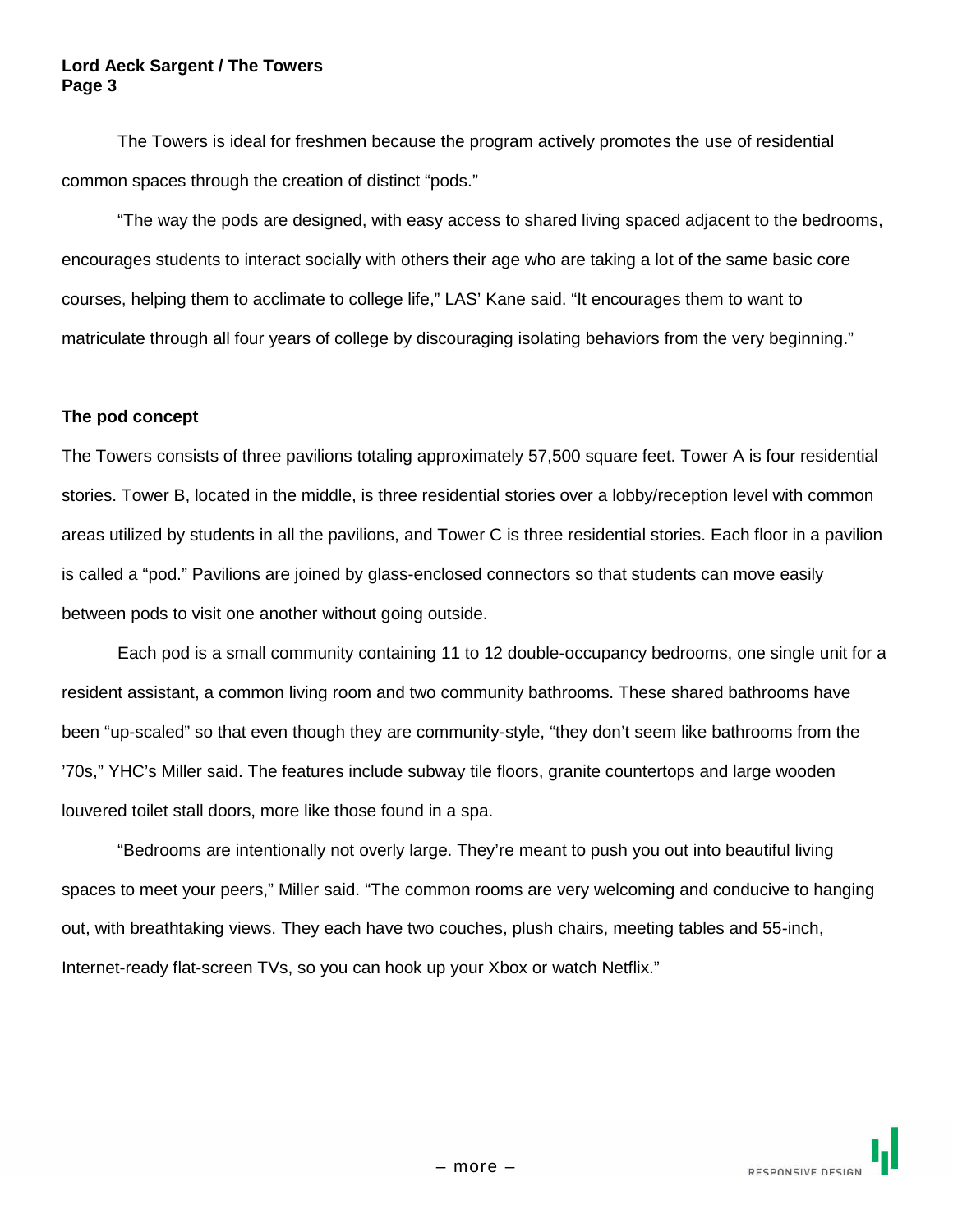The Towers is ideal for freshmen because the program actively promotes the use of residential common spaces through the creation of distinct “pods.”

“The way the pods are designed, with easy access to shared living spaced adjacent to the bedrooms, encourages students to interact socially with others their age who are taking a lot of the same basic core courses, helping them to acclimate to college life,” LAS’ Kane said. “It encourages them to want to matriculate through all four years of college by discouraging isolating behaviors from the very beginning.”

**The pod concept**

The Towers consists of three pavilions totaling approximately 57,500 square feet. Tower A is four residential stories. Tower B, located in the middle, is three residential stories over a lobby/reception level with common areas utilized by students in all the pavilions, and Tower C is three residential stories. Each floor in a pavilion is called a “pod.” Pavilions are joined by glass-enclosed connectors so that students can move easily between pods to visit one another without going outside.

Each pod is a small community containing 11 to 12 double-occupancy bedrooms, one single unit for a resident assistant, a common living room and two community bathrooms. These shared bathrooms have been “up-scaled” so that even though they are community-style, “they don’t seem like bathrooms from the ’70s,” YHC’s Miller said. The features include subway tile floors, granite countertops and large wooden louvered toilet stall doors, more like those found in a spa.

“Bedrooms are intentionally not overly large. They’re meant to push you out into beautiful living spaces to meet your peers,” Miller said. “The common rooms are very welcoming and conducive to hanging out, with breathtaking views. They each have two couches, plush chairs, meeting tables and 55-inch, Internet-ready flat-screen TVs, so you can hook up your Xbox or watch Netflix.”

– more –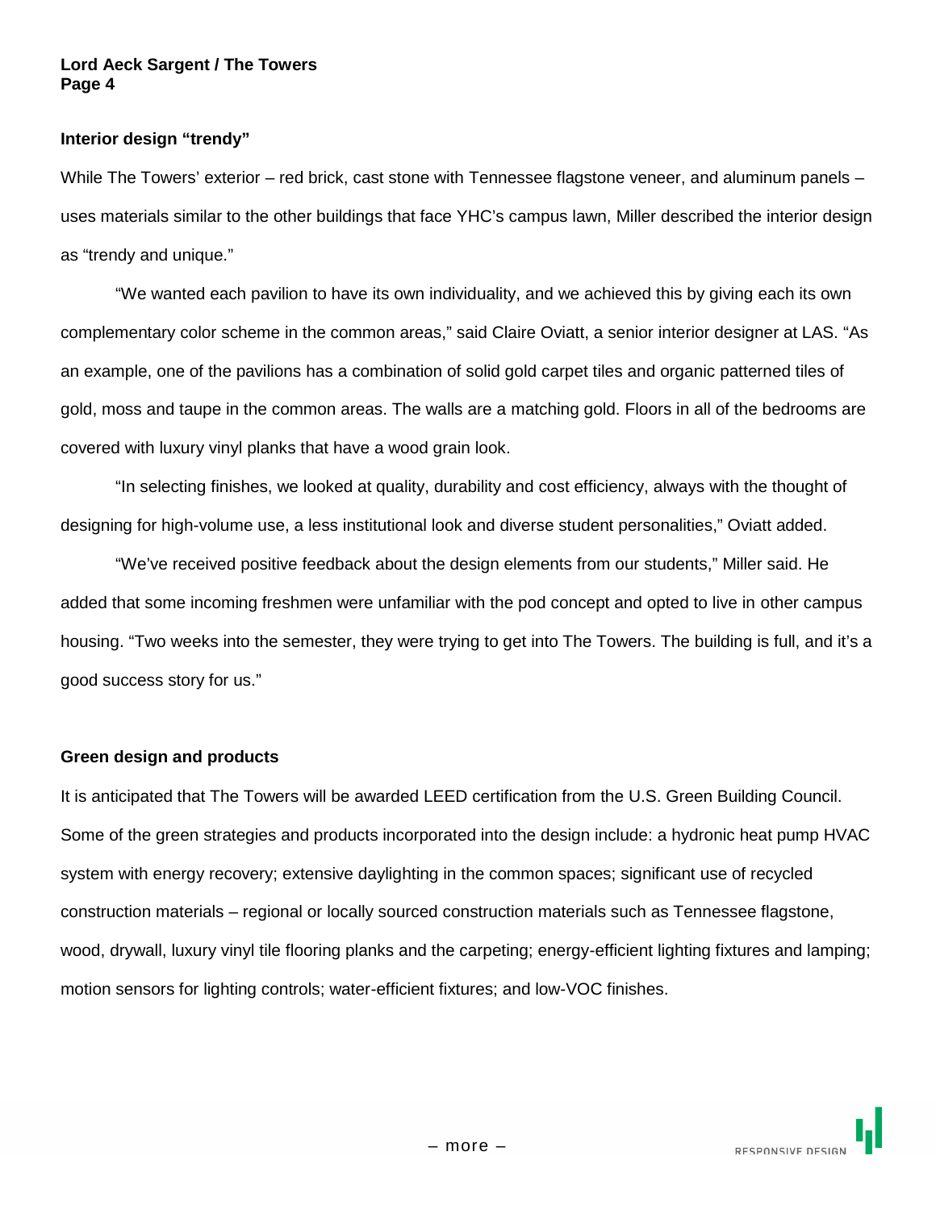## Interior design "trendy"

While The Towers' exterior – red brick, cast stone with Tennessee flagstone veneer, and aluminum panels – uses materials similar to the other buildings that face YHC's campus lawn, Miller described the interior design as "trendy and unique."

"We wanted each pavilion to have its own individuality, and we achieved this by giving each its own complementary color scheme in the common areas," said Claire Oviatt, a senior interior designer at LAS. "As an example, one of the pavilions has a combination of solid gold carpet tiles and organic patterned tiles of gold, moss and taupe in the common areas. The walls are a matching gold. Floors in all of the bedrooms are covered with luxury vinyl planks that have a wood grain look.

"In selecting finishes, we looked at quality, durability and cost efficiency, always with the thought of designing for high-volume use, a less institutional look and diverse student personalities," Oviatt added.

"We've received positive feedback about the design elements from our students," Miller said. He added that some incoming freshmen were unfamiliar with the pod concept and opted to live in other campus housing. "Two weeks into the semester, they were trying to get into The Towers. The building is full, and it's a good success story for us."

## Green design and products

It is anticipated that The Towers will be awarded LEED certification from the U.S. Green Building Council. Some of the green strategies and products incorporated into the design include: a hydronic heat pump HVAC system with energy recovery; extensive daylighting in the common spaces; significant use of recycled construction materials – regional or locally sourced construction materials such as Tennessee flagstone, wood, drywall, luxury vinyl tile flooring planks and the carpeting; energy-efficient lighting fixtures and lamping; motion sensors for lighting controls; water-efficient fixtures; and low-VOC finishes.

– more –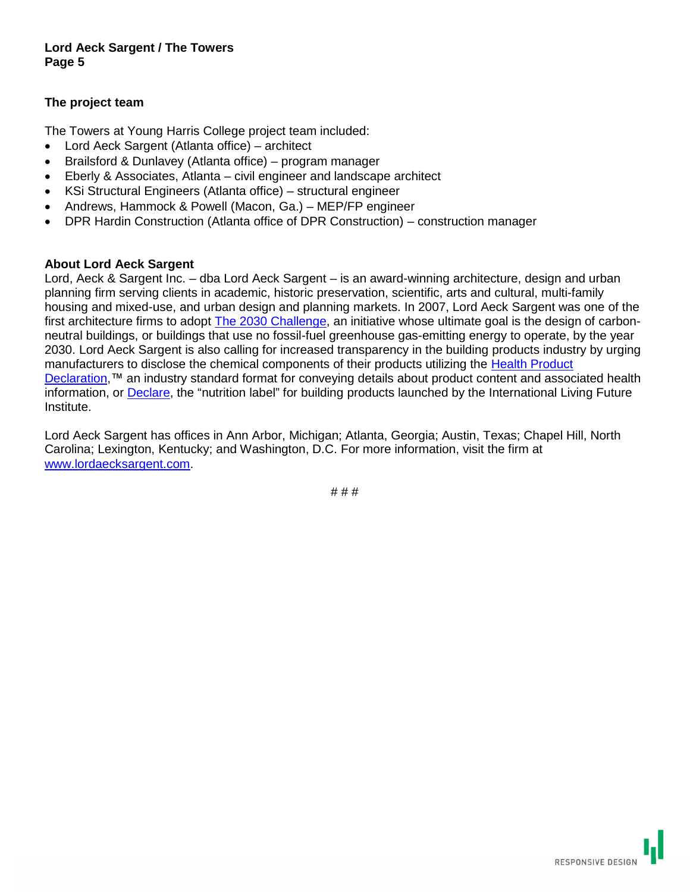## The project team

The Towers at Young Harris College project team included:

- Lord Aeck Sargent (Atlanta office) – architect
- Brailsford & Dunlavey (Atlanta office) – program manager
- Eberly & Associates, Atlanta – civil engineer and landscape architect
- KSi Structural Engineers (Atlanta office) – structural engineer
- Andrews, Hammock & Powell (Macon, Ga.) – MEP/FP engineer
- DPR Hardin Construction (Atlanta office of DPR Construction) – construction manager

## About Lord Aeck Sargent

Lord, Aeck & Sargent Inc. – dba Lord Aeck Sargent – is an award-winning architecture, design and urban planning firm serving clients in academic, historic preservation, scientific, arts and cultural, multi-family housing and mixed-use, and urban design and planning markets. In 2007, Lord Aeck Sargent was one of the first architecture firms to adopt The 2030 Challenge, an initiative whose ultimate goal is the design of carbon-neutral buildings, or buildings that use no fossil-fuel greenhouse gas-emitting energy to operate, by the year 2030. Lord Aeck Sargent is also calling for increased transparency in the building products industry by urging manufacturers to disclose the chemical components of their products utilizing the Health Product Declaration,™ an industry standard format for conveying details about product content and associated health information, or Declare, the "nutrition label" for building products launched by the International Living Future Institute.

Lord Aeck Sargent has offices in Ann Arbor, Michigan; Atlanta, Georgia; Austin, Texas; Chapel Hill, North Carolina; Lexington, Kentucky; and Washington, D.C. For more information, visit the firm at www.lordaecksargent.com.

# # #

RESPONSIVE DESIGN